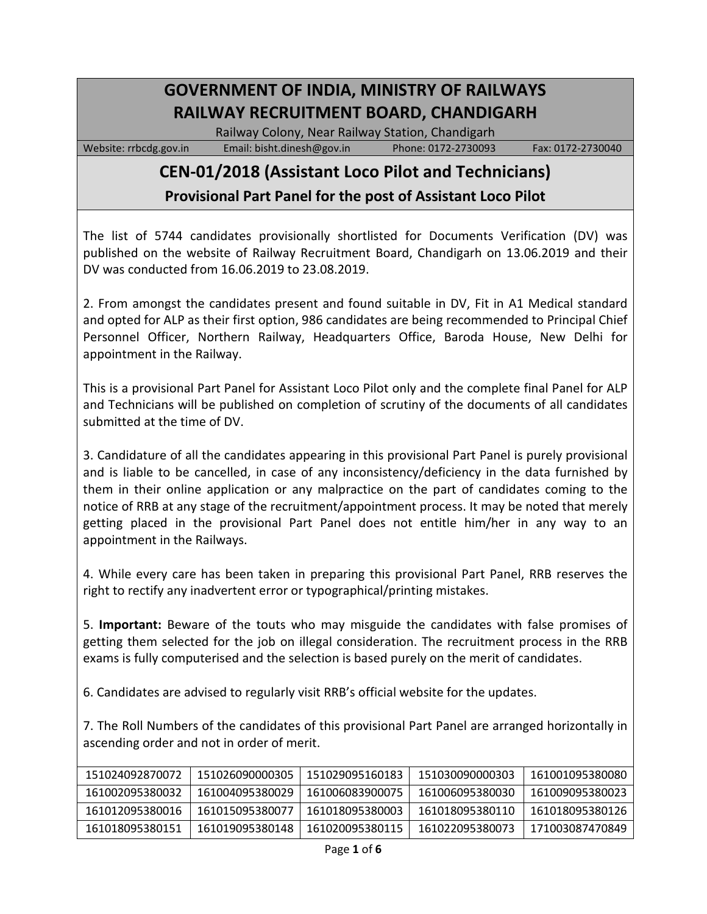# GOVERNMENT OF INDIA, MINISTRY OF RAILWAYS
# RAILWAY RECRUITMENT BOARD, CHANDIGARH

Railway Colony, Near Railway Station, Chandigarh

Website: rrbcdg.gov.in    Email: bisht.dinesh@gov.in    Phone: 0172-2730093    Fax: 0172-2730040

## CEN-01/2018 (Assistant Loco Pilot and Technicians)

### Provisional Part Panel for the post of Assistant Loco Pilot

The list of 5744 candidates provisionally shortlisted for Documents Verification (DV) was published on the website of Railway Recruitment Board, Chandigarh on 13.06.2019 and their DV was conducted from 16.06.2019 to 23.08.2019.

2. From amongst the candidates present and found suitable in DV, Fit in A1 Medical standard and opted for ALP as their first option, 986 candidates are being recommended to Principal Chief Personnel Officer, Northern Railway, Headquarters Office, Baroda House, New Delhi for appointment in the Railway.

This is a provisional Part Panel for Assistant Loco Pilot only and the complete final Panel for ALP and Technicians will be published on completion of scrutiny of the documents of all candidates submitted at the time of DV.

3. Candidature of all the candidates appearing in this provisional Part Panel is purely provisional and is liable to be cancelled, in case of any inconsistency/deficiency in the data furnished by them in their online application or any malpractice on the part of candidates coming to the notice of RRB at any stage of the recruitment/appointment process. It may be noted that merely getting placed in the provisional Part Panel does not entitle him/her in any way to an appointment in the Railways.

4. While every care has been taken in preparing this provisional Part Panel, RRB reserves the right to rectify any inadvertent error or typographical/printing mistakes.

5. **Important:** Beware of the touts who may misguide the candidates with false promises of getting them selected for the job on illegal consideration. The recruitment process in the RRB exams is fully computerised and the selection is based purely on the merit of candidates.

6. Candidates are advised to regularly visit RRB's official website for the updates.

7. The Roll Numbers of the candidates of this provisional Part Panel are arranged horizontally in ascending order and not in order of merit.

| | | | | |
|---|---|---|---|---|
| 151024092870072 | 151026090000305 | 151029095160183 | 151030090000303 | 161001095380080 |
| 161002095380032 | 161004095380029 | 161006083900075 | 161006095380030 | 161009095380023 |
| 161012095380016 | 161015095380077 | 161018095380003 | 161018095380110 | 161018095380126 |
| 161018095380151 | 161019095380148 | 161020095380115 | 161022095380073 | 171003087470849 |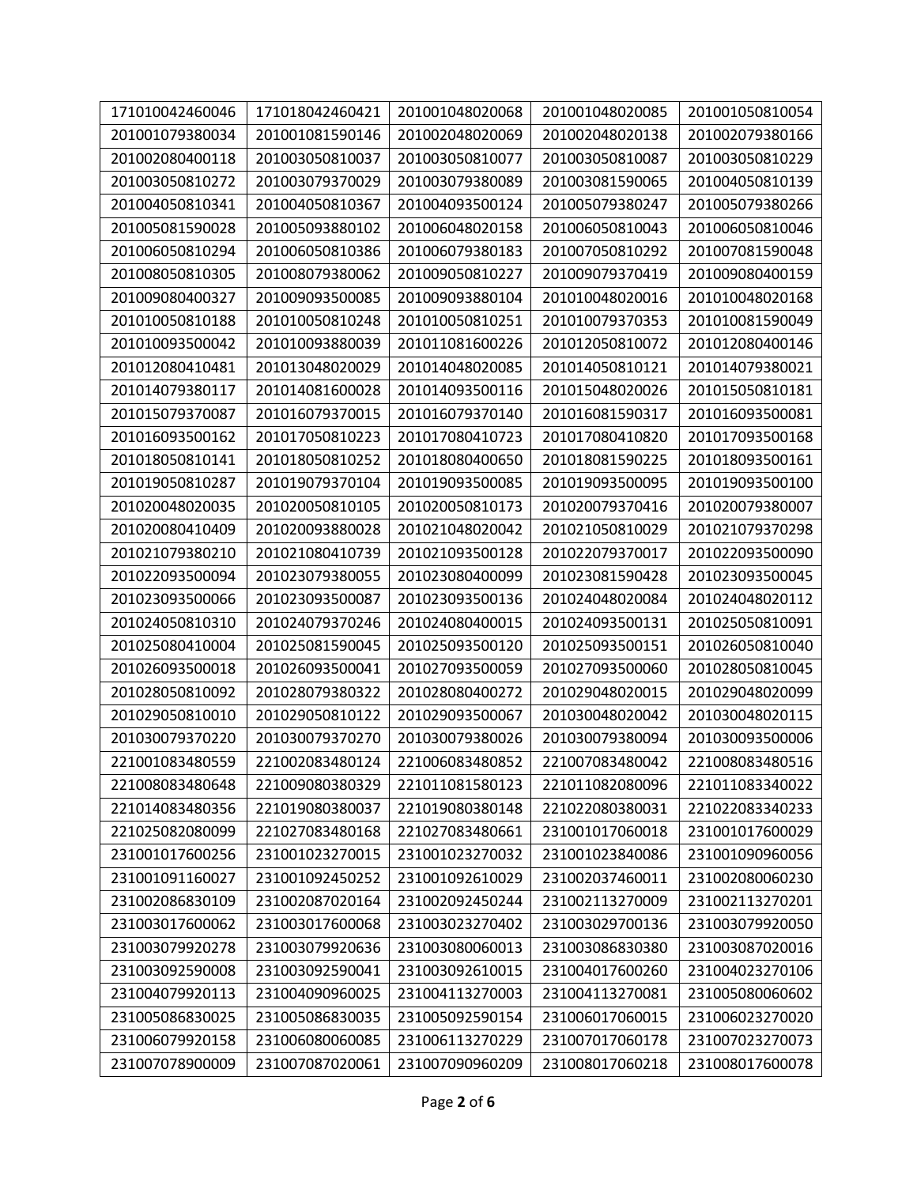| 171010042460046 | 171018042460421 | 201001048020068 | 201001048020085 | 201001050810054 |
|---|---|---|---|---|
| 201001079380034 | 201001081590146 | 201002048020069 | 201002048020138 | 201002079380166 |
| 201002080400118 | 201003050810037 | 201003050810077 | 201003050810087 | 201003050810229 |
| 201003050810272 | 201003079370029 | 201003079380089 | 201003081590065 | 201004050810139 |
| 201004050810341 | 201004050810367 | 201004093500124 | 201005079380247 | 201005079380266 |
| 201005081590028 | 201005093880102 | 201006048020158 | 201006050810043 | 201006050810046 |
| 201006050810294 | 201006050810386 | 201006079380183 | 201007050810292 | 201007081590048 |
| 201008050810305 | 201008079380062 | 201009050810227 | 201009079370419 | 201009080400159 |
| 201009080400327 | 201009093500085 | 201009093880104 | 201010048020016 | 201010048020168 |
| 201010050810188 | 201010050810248 | 201010050810251 | 201010079370353 | 201010081590049 |
| 201010093500042 | 201010093880039 | 201011081600226 | 201012050810072 | 201012080400146 |
| 201012080410481 | 201013048020029 | 201014048020085 | 201014050810121 | 201014079380021 |
| 201014079380117 | 201014081600028 | 201014093500116 | 201015048020026 | 201015050810181 |
| 201015079370087 | 201016079370015 | 201016079370140 | 201016081590317 | 201016093500081 |
| 201016093500162 | 201017050810223 | 201017080410723 | 201017080410820 | 201017093500168 |
| 201018050810141 | 201018050810252 | 201018080400650 | 201018081590225 | 201018093500161 |
| 201019050810287 | 201019079370104 | 201019093500085 | 201019093500095 | 201019093500100 |
| 201020048020035 | 201020050810105 | 201020050810173 | 201020079370416 | 201020079380007 |
| 201020080410409 | 201020093880028 | 201021048020042 | 201021050810029 | 201021079370298 |
| 201021079380210 | 201021080410739 | 201021093500128 | 201022079370017 | 201022093500090 |
| 201022093500094 | 201023079380055 | 201023080400099 | 201023081590428 | 201023093500045 |
| 201023093500066 | 201023093500087 | 201023093500136 | 201024048020084 | 201024048020112 |
| 201024050810310 | 201024079370246 | 201024080400015 | 201024093500131 | 201025050810091 |
| 201025080410004 | 201025081590045 | 201025093500120 | 201025093500151 | 201026050810040 |
| 201026093500018 | 201026093500041 | 201027093500059 | 201027093500060 | 201028050810045 |
| 201028050810092 | 201028079380322 | 201028080400272 | 201029048020015 | 201029048020099 |
| 201029050810010 | 201029050810122 | 201029093500067 | 201030048020042 | 201030048020115 |
| 201030079370220 | 201030079370270 | 201030079380026 | 201030079380094 | 201030093500006 |
| 221001083480559 | 221002083480124 | 221006083480852 | 221007083480042 | 221008083480516 |
| 221008083480648 | 221009080380329 | 221011081580123 | 221011082080096 | 221011083340022 |
| 221014083480356 | 221019080380037 | 221019080380148 | 221022080380031 | 221022083340233 |
| 221025082080099 | 221027083480168 | 221027083480661 | 231001017060018 | 231001017600029 |
| 231001017600256 | 231001023270015 | 231001023270032 | 231001023840086 | 231001090960056 |
| 231001091160027 | 231001092450252 | 231001092610029 | 231002037460011 | 231002080060230 |
| 231002086830109 | 231002087020164 | 231002092450244 | 231002113270009 | 231002113270201 |
| 231003017600062 | 231003017600068 | 231003023270402 | 231003029700136 | 231003079920050 |
| 231003079920278 | 231003079920636 | 231003080060013 | 231003086830380 | 231003087020016 |
| 231003092590008 | 231003092590041 | 231003092610015 | 231004017600260 | 231004023270106 |
| 231004079920113 | 231004090960025 | 231004113270003 | 231004113270081 | 231005080060602 |
| 231005086830025 | 231005086830035 | 231005092590154 | 231006017060015 | 231006023270020 |
| 231006079920158 | 231006080060085 | 231006113270229 | 231007017060178 | 231007023270073 |
| 231007078900009 | 231007087020061 | 231007090960209 | 231008017060218 | 231008017600078 |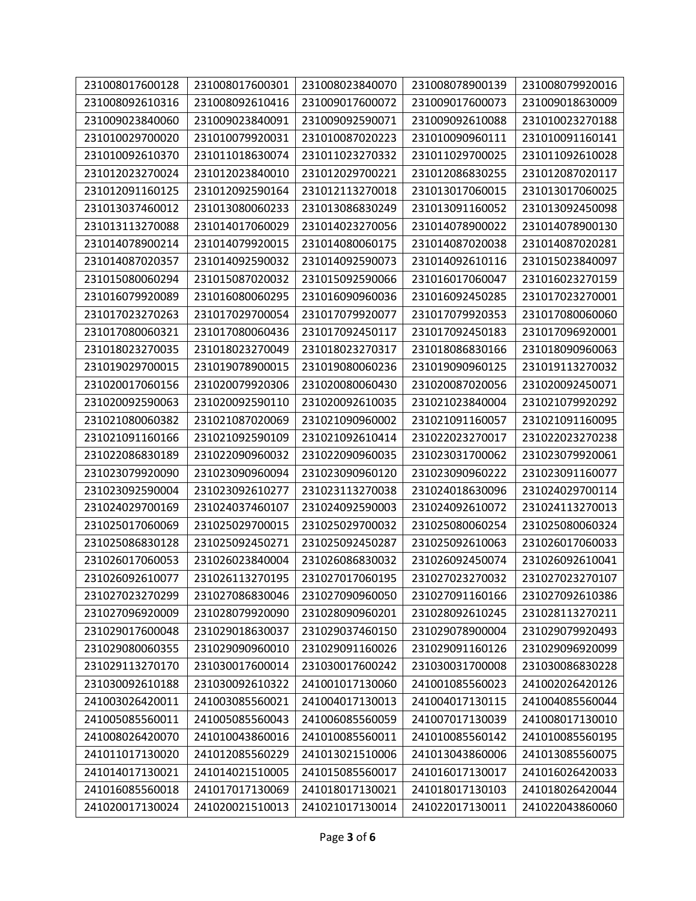| | | | | |
|---|---|---|---|---|
| 231008017600128 | 231008017600301 | 231008023840070 | 231008078900139 | 231008079920016 |
| 231008092610316 | 231008092610416 | 231009017600072 | 231009017600073 | 231009018630009 |
| 231009023840060 | 231009023840091 | 231009092590071 | 231009092610088 | 231010023270188 |
| 231010029700020 | 231010079920031 | 231010087020223 | 231010090960111 | 231010091160141 |
| 231010092610370 | 231011018630074 | 231011023270332 | 231011029700025 | 231011092610028 |
| 231012023270024 | 231012023840010 | 231012029700221 | 231012086830255 | 231012087020117 |
| 231012091160125 | 231012092590164 | 231012113270018 | 231013017060015 | 231013017060025 |
| 231013037460012 | 231013080060233 | 231013086830249 | 231013091160052 | 231013092450098 |
| 231013113270088 | 231014017060029 | 231014023270056 | 231014078900022 | 231014078900130 |
| 231014078900214 | 231014079920015 | 231014080060175 | 231014087020038 | 231014087020281 |
| 231014087020357 | 231014092590032 | 231014092590073 | 231014092610116 | 231015023840097 |
| 231015080060294 | 231015087020032 | 231015092590066 | 231016017060047 | 231016023270159 |
| 231016079920089 | 231016080060295 | 231016090960036 | 231016092450285 | 231017023270001 |
| 231017023270263 | 231017029700054 | 231017079920077 | 231017079920353 | 231017080060060 |
| 231017080060321 | 231017080060436 | 231017092450117 | 231017092450183 | 231017096920001 |
| 231018023270035 | 231018023270049 | 231018023270317 | 231018086830166 | 231018090960063 |
| 231019029700015 | 231019078900015 | 231019080060236 | 231019090960125 | 231019113270032 |
| 231020017060156 | 231020079920306 | 231020080060430 | 231020087020056 | 231020092450071 |
| 231020092590063 | 231020092590110 | 231020092610035 | 231021023840004 | 231021079920292 |
| 231021080060382 | 231021087020069 | 231021090960002 | 231021091160057 | 231021091160095 |
| 231021091160166 | 231021092590109 | 231021092610414 | 231022023270017 | 231022023270238 |
| 231022086830189 | 231022090960032 | 231022090960035 | 231023031700062 | 231023079920061 |
| 231023079920090 | 231023090960094 | 231023090960120 | 231023090960222 | 231023091160077 |
| 231023092590004 | 231023092610277 | 231023113270038 | 231024018630096 | 231024029700114 |
| 231024029700169 | 231024037460107 | 231024092590003 | 231024092610072 | 231024113270013 |
| 231025017060069 | 231025029700015 | 231025029700032 | 231025080060254 | 231025080060324 |
| 231025086830128 | 231025092450271 | 231025092450287 | 231025092610063 | 231026017060033 |
| 231026017060053 | 231026023840004 | 231026086830032 | 231026092450074 | 231026092610041 |
| 231026092610077 | 231026113270195 | 231027017060195 | 231027023270032 | 231027023270107 |
| 231027023270299 | 231027086830046 | 231027090960050 | 231027091160166 | 231027092610386 |
| 231027096920009 | 231028079920090 | 231028090960201 | 231028092610245 | 231028113270211 |
| 231029017600048 | 231029018630037 | 231029037460150 | 231029078900004 | 231029079920493 |
| 231029080060355 | 231029090960010 | 231029091160026 | 231029091160126 | 231029096920099 |
| 231029113270170 | 231030017600014 | 231030017600242 | 231030031700008 | 231030086830228 |
| 231030092610188 | 231030092610322 | 241001017130060 | 241001085560023 | 241002026420126 |
| 241003026420011 | 241003085560021 | 241004017130013 | 241004017130115 | 241004085560044 |
| 241005085560011 | 241005085560043 | 241006085560059 | 241007017130039 | 241008017130010 |
| 241008026420070 | 241010043860016 | 241010085560011 | 241010085560142 | 241010085560195 |
| 241011017130020 | 241012085560229 | 241013021510006 | 241013043860006 | 241013085560075 |
| 241014017130021 | 241014021510005 | 241015085560017 | 241016017130017 | 241016026420033 |
| 241016085560018 | 241017017130069 | 241018017130021 | 241018017130103 | 241018026420044 |
| 241020017130024 | 241020021510013 | 241021017130014 | 241022017130011 | 241022043860060 |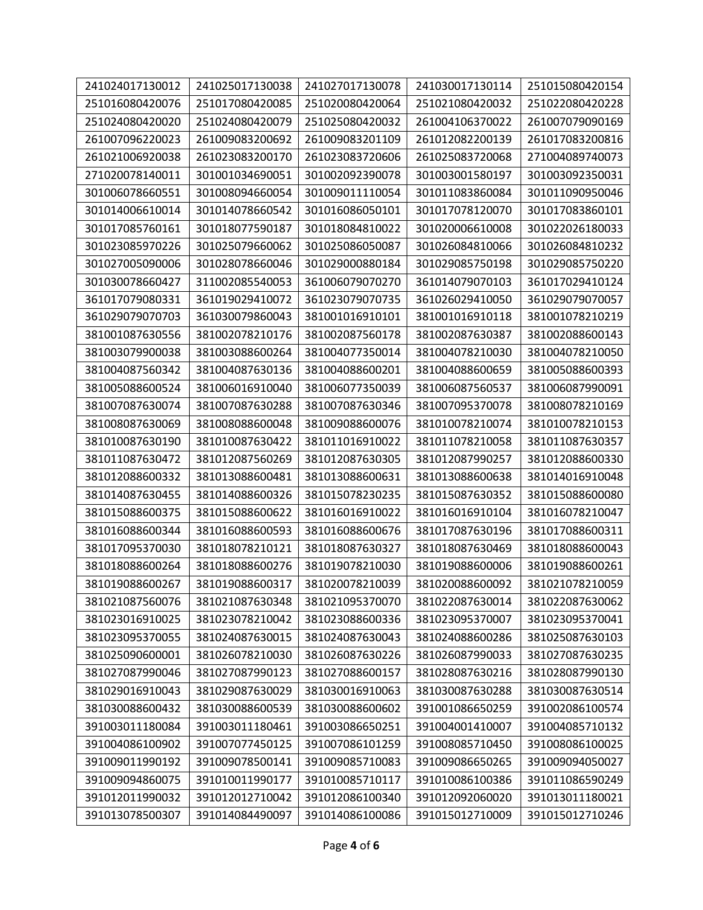| 241024017130012 | 241025017130038 | 241027017130078 | 241030017130114 | 251015080420154 |
|---|---|---|---|---|
| 251016080420076 | 251017080420085 | 251020080420064 | 251021080420032 | 251022080420228 |
| 251024080420020 | 251024080420079 | 251025080420032 | 261004106370022 | 261007079090169 |
| 261007096220023 | 261009083200692 | 261009083201109 | 261012082200139 | 261017083200816 |
| 261021006920038 | 261023083200170 | 261023083720606 | 261025083720068 | 271004089740073 |
| 271020078140011 | 301001034690051 | 301002092390078 | 301003001580197 | 301003092350031 |
| 301006078660551 | 301008094660054 | 301009011110054 | 301011083860084 | 301011090950046 |
| 301014006610014 | 301014078660542 | 301016086050101 | 301017078120070 | 301017083860101 |
| 301017085760161 | 301018077590187 | 301018084810022 | 301020006610008 | 301022026180033 |
| 301023085970226 | 301025079660062 | 301025086050087 | 301026084810066 | 301026084810232 |
| 301027005090006 | 301028078660046 | 301029000880184 | 301029085750198 | 301029085750220 |
| 301030078660427 | 311002085540053 | 361006079070270 | 361014079070103 | 361017029410124 |
| 361017079080331 | 361019029410072 | 361023079070735 | 361026029410050 | 361029079070057 |
| 361029079070703 | 361030079860043 | 381001016910101 | 381001016910118 | 381001078210219 |
| 381001087630556 | 381002078210176 | 381002087560178 | 381002087630387 | 381002088600143 |
| 381003079900038 | 381003088600264 | 381004077350014 | 381004078210030 | 381004078210050 |
| 381004087560342 | 381004087630136 | 381004088600201 | 381004088600659 | 381005088600393 |
| 381005088600524 | 381006016910040 | 381006077350039 | 381006087560537 | 381006087990091 |
| 381007087630074 | 381007087630288 | 381007087630346 | 381007095370078 | 381008078210169 |
| 381008087630069 | 381008088600048 | 381009088600076 | 381010078210074 | 381010078210153 |
| 381010087630190 | 381010087630422 | 381011016910022 | 381011078210058 | 381011087630357 |
| 381011087630472 | 381012087560269 | 381012087630305 | 381012087990257 | 381012088600330 |
| 381012088600332 | 381013088600481 | 381013088600631 | 381013088600638 | 381014016910048 |
| 381014087630455 | 381014088600326 | 381015078230235 | 381015087630352 | 381015088600080 |
| 381015088600375 | 381015088600622 | 381016016910022 | 381016016910104 | 381016078210047 |
| 381016088600344 | 381016088600593 | 381016088600676 | 381017087630196 | 381017088600311 |
| 381017095370030 | 381018078210121 | 381018087630327 | 381018087630469 | 381018088600043 |
| 381018088600264 | 381018088600276 | 381019078210030 | 381019088600006 | 381019088600261 |
| 381019088600267 | 381019088600317 | 381020078210039 | 381020088600092 | 381021078210059 |
| 381021087560076 | 381021087630348 | 381021095370070 | 381022087630014 | 381022087630062 |
| 381023016910025 | 381023078210042 | 381023088600336 | 381023095370007 | 381023095370041 |
| 381023095370055 | 381024087630015 | 381024087630043 | 381024088600286 | 381025087630103 |
| 381025090600001 | 381026078210030 | 381026087630226 | 381026087990033 | 381027087630235 |
| 381027087990046 | 381027087990123 | 381027088600157 | 381028087630216 | 381028087990130 |
| 381029016910043 | 381029087630029 | 381030016910063 | 381030087630288 | 381030087630514 |
| 381030088600432 | 381030088600539 | 381030088600602 | 391001086650259 | 391002086100574 |
| 391003011180084 | 391003011180461 | 391003086650251 | 391004001410007 | 391004085710132 |
| 391004086100902 | 391007077450125 | 391007086101259 | 391008085710450 | 391008086100025 |
| 391009011990192 | 391009078500141 | 391009085710083 | 391009086650265 | 391009094050027 |
| 391009094860075 | 391010011990177 | 391010085710117 | 391010086100386 | 391011086590249 |
| 391012011990032 | 391012012710042 | 391012086100340 | 391012092060020 | 391013011180021 |
| 391013078500307 | 391014084490097 | 391014086100086 | 391015012710009 | 391015012710246 |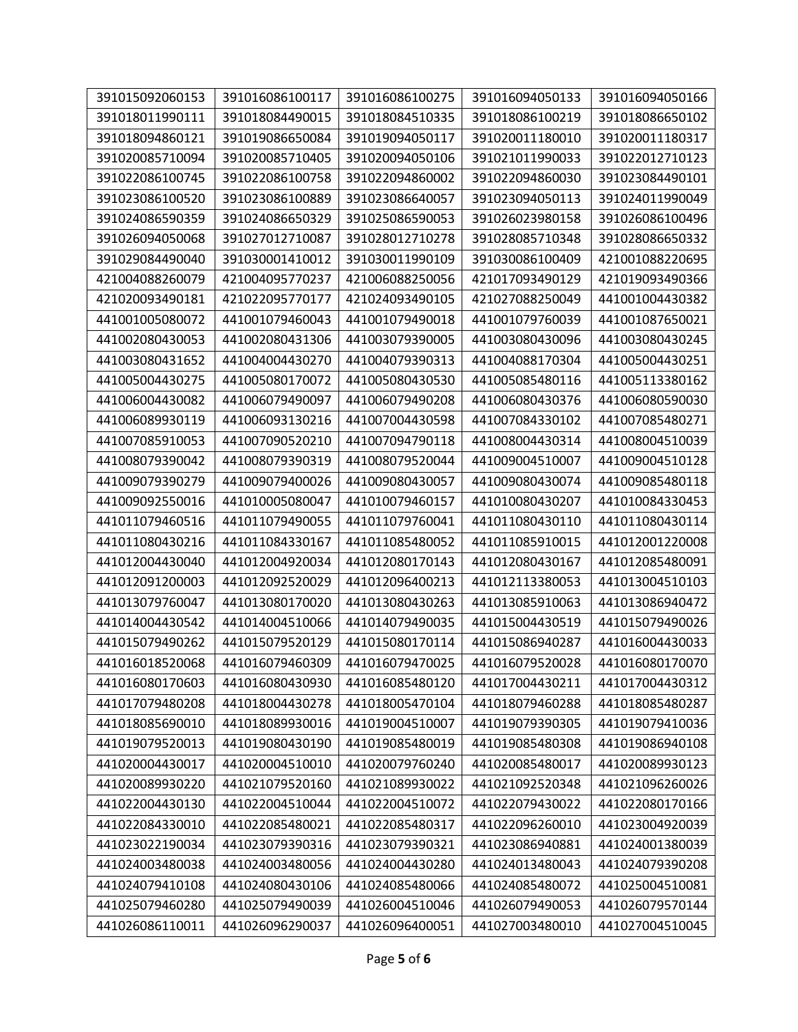| | | | | |
|---|---|---|---|---|
| 391015092060153 | 391016086100117 | 391016086100275 | 391016094050133 | 391016094050166 |
| 391018011990111 | 391018084490015 | 391018084510335 | 391018086100219 | 391018086650102 |
| 391018094860121 | 391019086650084 | 391019094050117 | 391020011180010 | 391020011180317 |
| 391020085710094 | 391020085710405 | 391020094050106 | 391021011990033 | 391022012710123 |
| 391022086100745 | 391022086100758 | 391022094860002 | 391022094860030 | 391023084490101 |
| 391023086100520 | 391023086100889 | 391023086640057 | 391023094050113 | 391024011990049 |
| 391024086590359 | 391024086650329 | 391025086590053 | 391026023980158 | 391026086100496 |
| 391026094050068 | 391027012710087 | 391028012710278 | 391028085710348 | 391028086650332 |
| 391029084490040 | 391030001410012 | 391030011990109 | 391030086100409 | 421001088220695 |
| 421004088260079 | 421004095770237 | 421006088250056 | 421017093490129 | 421019093490366 |
| 421020093490181 | 421022095770177 | 421024093490105 | 421027088250049 | 441001004430382 |
| 441001005080072 | 441001079460043 | 441001079490018 | 441001079760039 | 441001087650021 |
| 441002080430053 | 441002080431306 | 441003079390005 | 441003080430096 | 441003080430245 |
| 441003080431652 | 441004004430270 | 441004079390313 | 441004088170304 | 441005004430251 |
| 441005004430275 | 441005080170072 | 441005080430530 | 441005085480116 | 441005113380162 |
| 441006004430082 | 441006079490097 | 441006079490208 | 441006080430376 | 441006080590030 |
| 441006089930119 | 441006093130216 | 441007004430598 | 441007084330102 | 441007085480271 |
| 441007085910053 | 441007090520210 | 441007094790118 | 441008004430314 | 441008004510039 |
| 441008079390042 | 441008079390319 | 441008079520044 | 441009004510007 | 441009004510128 |
| 441009079390279 | 441009079400026 | 441009080430057 | 441009080430074 | 441009085480118 |
| 441009092550016 | 441010005080047 | 441010079460157 | 441010080430207 | 441010084330453 |
| 441011079460516 | 441011079490055 | 441011079760041 | 441011080430110 | 441011080430114 |
| 441011080430216 | 441011084330167 | 441011085480052 | 441011085910015 | 441012001220008 |
| 441012004430040 | 441012004920034 | 441012080170143 | 441012080430167 | 441012085480091 |
| 441012091200003 | 441012092520029 | 441012096400213 | 441012113380053 | 441013004510103 |
| 441013079760047 | 441013080170020 | 441013080430263 | 441013085910063 | 441013086940472 |
| 441014004430542 | 441014004510066 | 441014079490035 | 441015004430519 | 441015079490026 |
| 441015079490262 | 441015079520129 | 441015080170114 | 441015086940287 | 441016004430033 |
| 441016018520068 | 441016079460309 | 441016079470025 | 441016079520028 | 441016080170070 |
| 441016080170603 | 441016080430930 | 441016085480120 | 441017004430211 | 441017004430312 |
| 441017079480208 | 441018004430278 | 441018005470104 | 441018079460288 | 441018085480287 |
| 441018085690010 | 441018089930016 | 441019004510007 | 441019079390305 | 441019079410036 |
| 441019079520013 | 441019080430190 | 441019085480019 | 441019085480308 | 441019086940108 |
| 441020004430017 | 441020004510010 | 441020079760240 | 441020085480017 | 441020089930123 |
| 441020089930220 | 441021079520160 | 441021089930022 | 441021092520348 | 441021096260026 |
| 441022004430130 | 441022004510044 | 441022004510072 | 441022079430022 | 441022080170166 |
| 441022084330010 | 441022085480021 | 441022085480317 | 441022096260010 | 441023004920039 |
| 441023022190034 | 441023079390316 | 441023079390321 | 441023086940881 | 441024001380039 |
| 441024003480038 | 441024003480056 | 441024004430280 | 441024013480043 | 441024079390208 |
| 441024079410108 | 441024080430106 | 441024085480066 | 441024085480072 | 441025004510081 |
| 441025079460280 | 441025079490039 | 441026004510046 | 441026079490053 | 441026079570144 |
| 441026086110011 | 441026096290037 | 441026096400051 | 441027003480010 | 441027004510045 |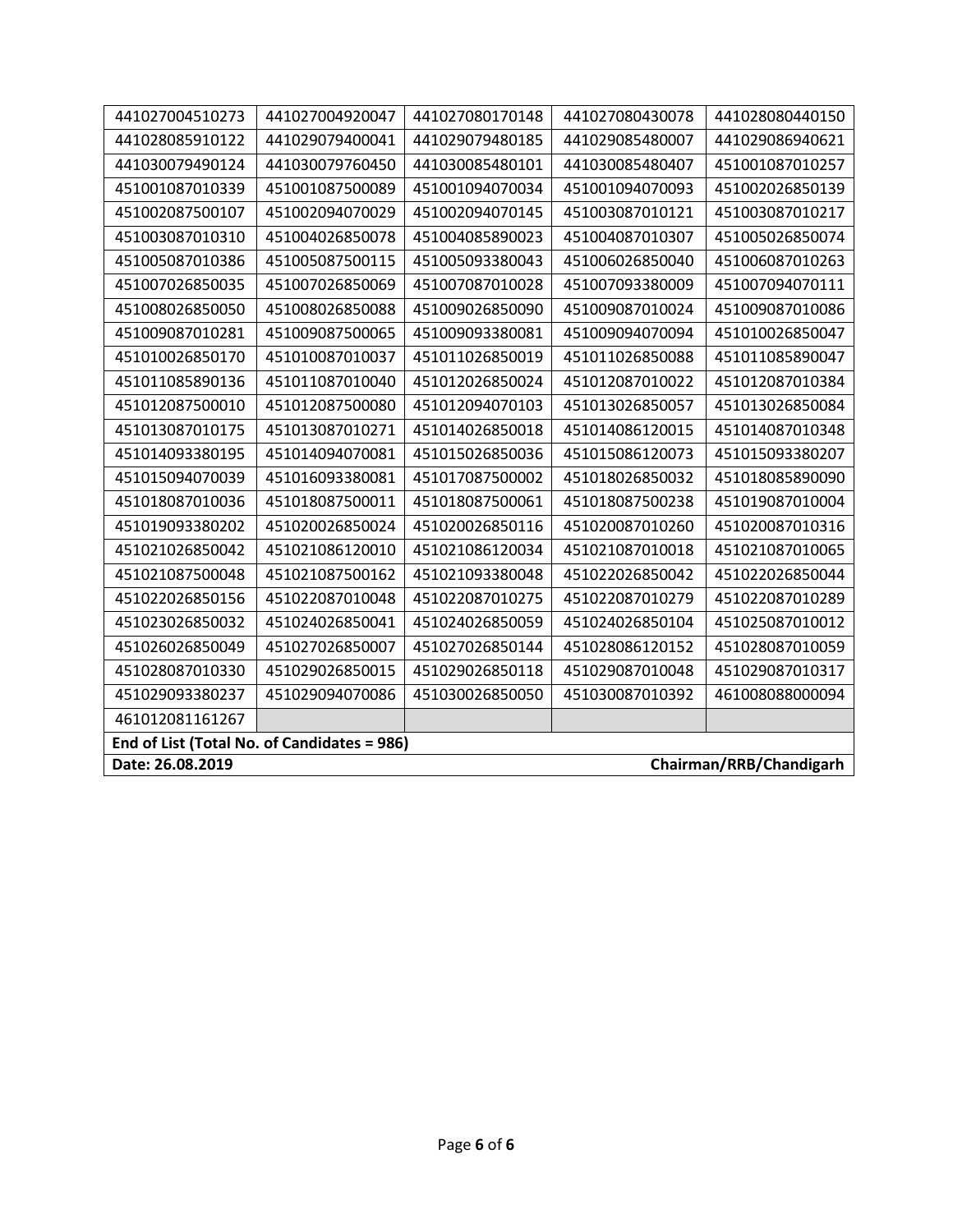| | | | | |
|---|---|---|---|---|
| 441027004510273 | 441027004920047 | 441027080170148 | 441027080430078 | 441028080440150 |
| 441028085910122 | 441029079400041 | 441029079480185 | 441029085480007 | 441029086940621 |
| 441030079490124 | 441030079760450 | 441030085480101 | 441030085480407 | 451001087010257 |
| 451001087010339 | 451001087500089 | 451001094070034 | 451001094070093 | 451002026850139 |
| 451002087500107 | 451002094070029 | 451002094070145 | 451003087010121 | 451003087010217 |
| 451003087010310 | 451004026850078 | 451004085890023 | 451004087010307 | 451005026850074 |
| 451005087010386 | 451005087500115 | 451005093380043 | 451006026850040 | 451006087010263 |
| 451007026850035 | 451007026850069 | 451007087010028 | 451007093380009 | 451007094070111 |
| 451008026850050 | 451008026850088 | 451009026850090 | 451009087010024 | 451009087010086 |
| 451009087010281 | 451009087500065 | 451009093380081 | 451009094070094 | 451010026850047 |
| 451010026850170 | 451010087010037 | 451011026850019 | 451011026850088 | 451011085890047 |
| 451011085890136 | 451011087010040 | 451012026850024 | 451012087010022 | 451012087010384 |
| 451012087500010 | 451012087500080 | 451012094070103 | 451013026850057 | 451013026850084 |
| 451013087010175 | 451013087010271 | 451014026850018 | 451014086120015 | 451014087010348 |
| 451014093380195 | 451014094070081 | 451015026850036 | 451015086120073 | 451015093380207 |
| 451015094070039 | 451016093380081 | 451017087500002 | 451018026850032 | 451018085890090 |
| 451018087010036 | 451018087500011 | 451018087500061 | 451018087500238 | 451019087010004 |
| 451019093380202 | 451020026850024 | 451020026850116 | 451020087010260 | 451020087010316 |
| 451021026850042 | 451021086120010 | 451021086120034 | 451021087010018 | 451021087010065 |
| 451021087500048 | 451021087500162 | 451021093380048 | 451022026850042 | 451022026850044 |
| 451022026850156 | 451022087010048 | 451022087010275 | 451022087010279 | 451022087010289 |
| 451023026850032 | 451024026850041 | 451024026850059 | 451024026850104 | 451025087010012 |
| 451026026850049 | 451027026850007 | 451027026850144 | 451028086120152 | 451028087010059 |
| 451028087010330 | 451029026850015 | 451029026850118 | 451029087010048 | 451029087010317 |
| 451029093380237 | 451029094070086 | 451030026850050 | 451030087010392 | 461008088000094 |
| 461012081161267 | | | | |

**End of List (Total No. of Candidates = 986)**

**Date: 26.08.2019** **Chairman/RRB/Chandigarh**